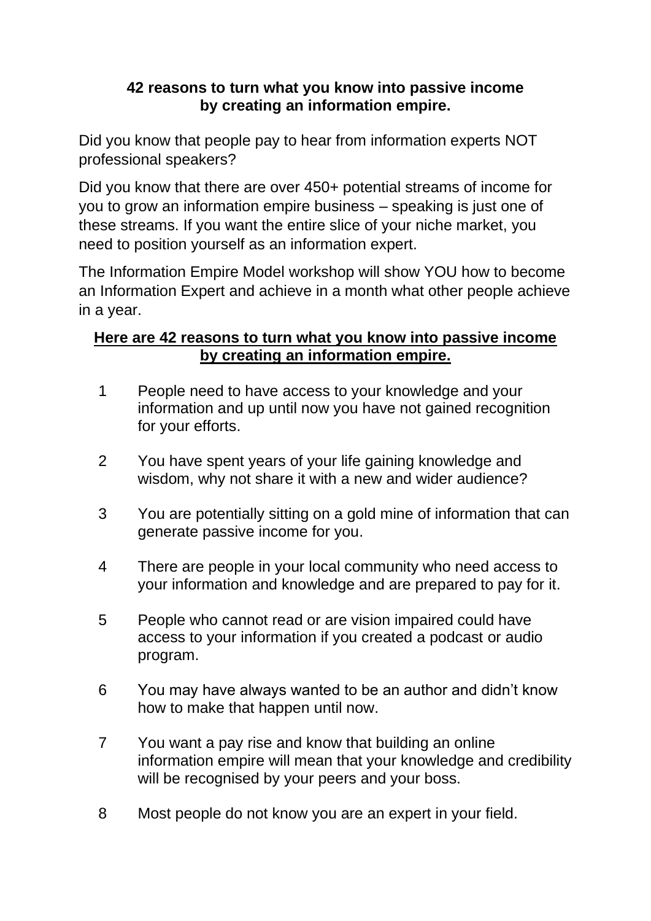**42 reasons to turn what you know into passive income by creating an information empire.**

Did you know that people pay to hear from information experts NOT professional speakers?

Did you know that there are over 450+ potential streams of income for you to grow an information empire business – speaking is just one of these streams. If you want the entire slice of your niche market, you need to position yourself as an information expert.

The Information Empire Model workshop will show YOU how to become an Information Expert and achieve in a month what other people achieve in a year.

**Here are 42 reasons to turn what you know into passive income by creating an information empire.**

1. People need to have access to your knowledge and your information and up until now you have not gained recognition for your efforts.
2. You have spent years of your life gaining knowledge and wisdom, why not share it with a new and wider audience?
3. You are potentially sitting on a gold mine of information that can generate passive income for you.
4. There are people in your local community who need access to your information and knowledge and are prepared to pay for it.
5. People who cannot read or are vision impaired could have access to your information if you created a podcast or audio program.
6. You may have always wanted to be an author and didn't know how to make that happen until now.
7. You want a pay rise and know that building an online information empire will mean that your knowledge and credibility will be recognised by your peers and your boss.
8. Most people do not know you are an expert in your field.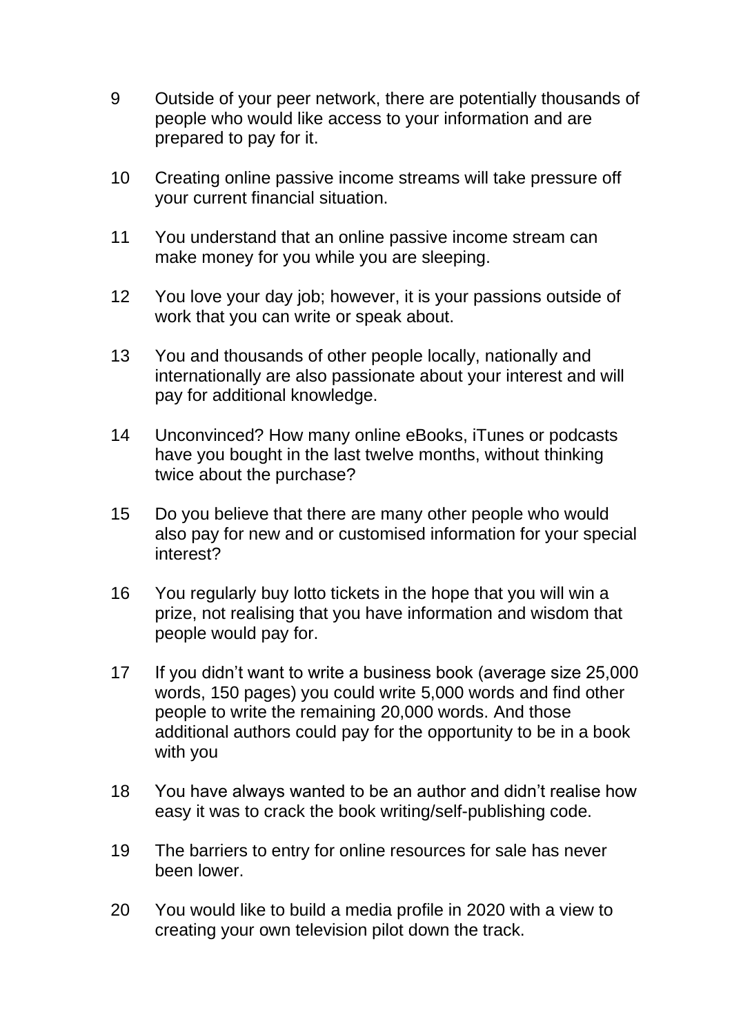9. Outside of your peer network, there are potentially thousands of people who would like access to your information and are prepared to pay for it.

10. Creating online passive income streams will take pressure off your current financial situation.

11. You understand that an online passive income stream can make money for you while you are sleeping.

12. You love your day job; however, it is your passions outside of work that you can write or speak about.

13. You and thousands of other people locally, nationally and internationally are also passionate about your interest and will pay for additional knowledge.

14. Unconvinced? How many online eBooks, iTunes or podcasts have you bought in the last twelve months, without thinking twice about the purchase?

15. Do you believe that there are many other people who would also pay for new and or customised information for your special interest?

16. You regularly buy lotto tickets in the hope that you will win a prize, not realising that you have information and wisdom that people would pay for.

17. If you didn't want to write a business book (average size 25,000 words, 150 pages) you could write 5,000 words and find other people to write the remaining 20,000 words. And those additional authors could pay for the opportunity to be in a book with you

18. You have always wanted to be an author and didn't realise how easy it was to crack the book writing/self-publishing code.

19. The barriers to entry for online resources for sale has never been lower.

20. You would like to build a media profile in 2020 with a view to creating your own television pilot down the track.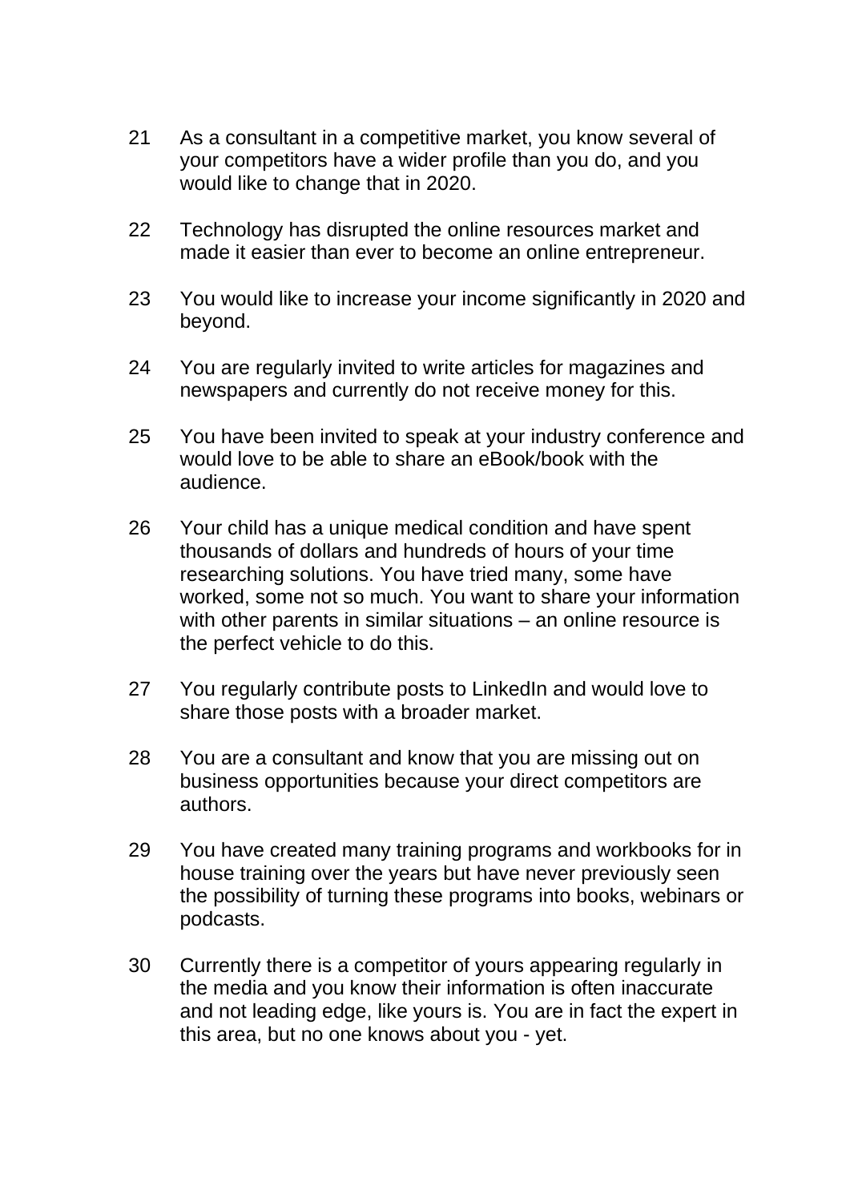21. As a consultant in a competitive market, you know several of your competitors have a wider profile than you do, and you would like to change that in 2020.

22. Technology has disrupted the online resources market and made it easier than ever to become an online entrepreneur.

23. You would like to increase your income significantly in 2020 and beyond.

24. You are regularly invited to write articles for magazines and newspapers and currently do not receive money for this.

25. You have been invited to speak at your industry conference and would love to be able to share an eBook/book with the audience.

26. Your child has a unique medical condition and have spent thousands of dollars and hundreds of hours of your time researching solutions. You have tried many, some have worked, some not so much. You want to share your information with other parents in similar situations – an online resource is the perfect vehicle to do this.

27. You regularly contribute posts to LinkedIn and would love to share those posts with a broader market.

28. You are a consultant and know that you are missing out on business opportunities because your direct competitors are authors.

29. You have created many training programs and workbooks for in house training over the years but have never previously seen the possibility of turning these programs into books, webinars or podcasts.

30. Currently there is a competitor of yours appearing regularly in the media and you know their information is often inaccurate and not leading edge, like yours is. You are in fact the expert in this area, but no one knows about you - yet.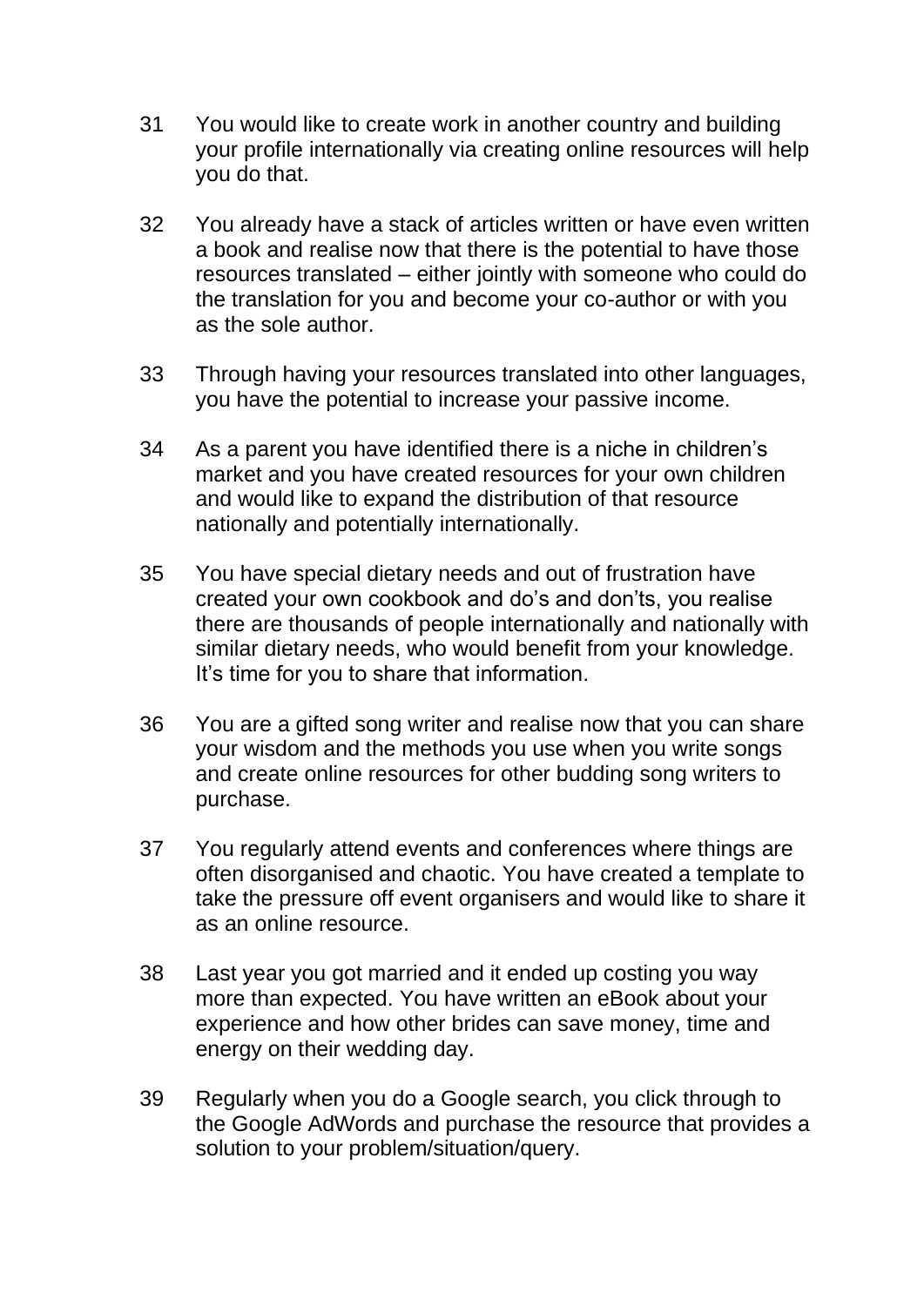31 You would like to create work in another country and building your profile internationally via creating online resources will help you do that.

32 You already have a stack of articles written or have even written a book and realise now that there is the potential to have those resources translated – either jointly with someone who could do the translation for you and become your co-author or with you as the sole author.

33 Through having your resources translated into other languages, you have the potential to increase your passive income.

34 As a parent you have identified there is a niche in children's market and you have created resources for your own children and would like to expand the distribution of that resource nationally and potentially internationally.

35 You have special dietary needs and out of frustration have created your own cookbook and do's and don'ts, you realise there are thousands of people internationally and nationally with similar dietary needs, who would benefit from your knowledge. It's time for you to share that information.

36 You are a gifted song writer and realise now that you can share your wisdom and the methods you use when you write songs and create online resources for other budding song writers to purchase.

37 You regularly attend events and conferences where things are often disorganised and chaotic. You have created a template to take the pressure off event organisers and would like to share it as an online resource.

38 Last year you got married and it ended up costing you way more than expected. You have written an eBook about your experience and how other brides can save money, time and energy on their wedding day.

39 Regularly when you do a Google search, you click through to the Google AdWords and purchase the resource that provides a solution to your problem/situation/query.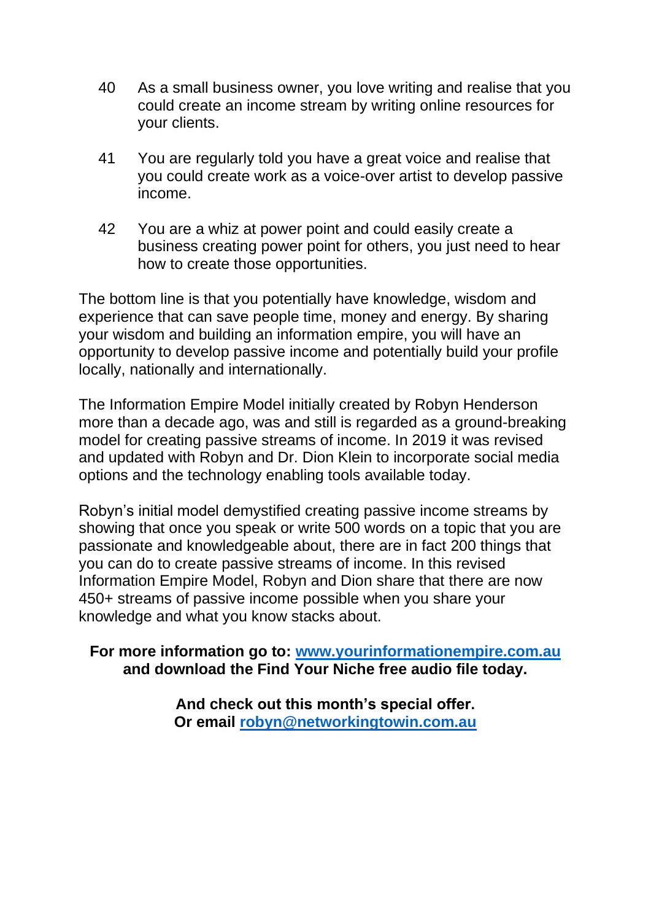40. As a small business owner, you love writing and realise that you could create an income stream by writing online resources for your clients.

41. You are regularly told you have a great voice and realise that you could create work as a voice-over artist to develop passive income.

42. You are a whiz at power point and could easily create a business creating power point for others, you just need to hear how to create those opportunities.

The bottom line is that you potentially have knowledge, wisdom and experience that can save people time, money and energy. By sharing your wisdom and building an information empire, you will have an opportunity to develop passive income and potentially build your profile locally, nationally and internationally.

The Information Empire Model initially created by Robyn Henderson more than a decade ago, was and still is regarded as a ground-breaking model for creating passive streams of income. In 2019 it was revised and updated with Robyn and Dr. Dion Klein to incorporate social media options and the technology enabling tools available today.

Robyn's initial model demystified creating passive income streams by showing that once you speak or write 500 words on a topic that you are passionate and knowledgeable about, there are in fact 200 things that you can do to create passive streams of income. In this revised Information Empire Model, Robyn and Dion share that there are now 450+ streams of passive income possible when you share your knowledge and what you know stacks about.

**For more information go to: [www.yourinformationempire.com.au](http://www.yourinformationempire.com.au) and download the Find Your Niche free audio file today.**

**And check out this month's special offer.**
**Or email [robyn@networkingtowin.com.au](mailto:robyn@networkingtowin.com.au)**